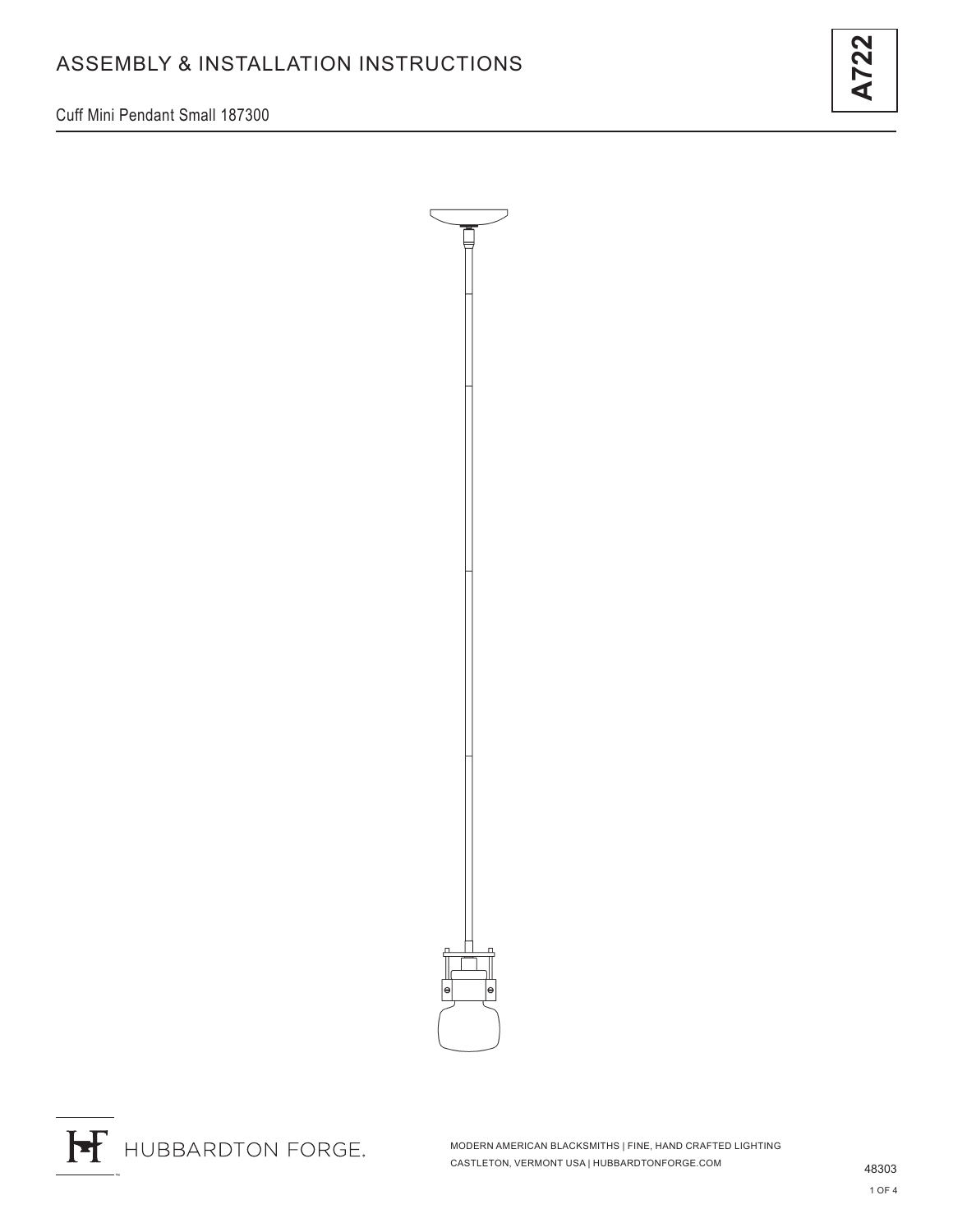# ASSEMBLY & INSTALLATION INSTRUCTIONS

**A722**

Cuff Mini Pendant Small 187300

HUBBARDTON FORGE.

MODERN AMERICAN BLACKSMITHS | FINE, HAND CRAFTED LIGHTING
CASTLETON, VERMONT USA | HUBBARDTONFORGE.COM

48303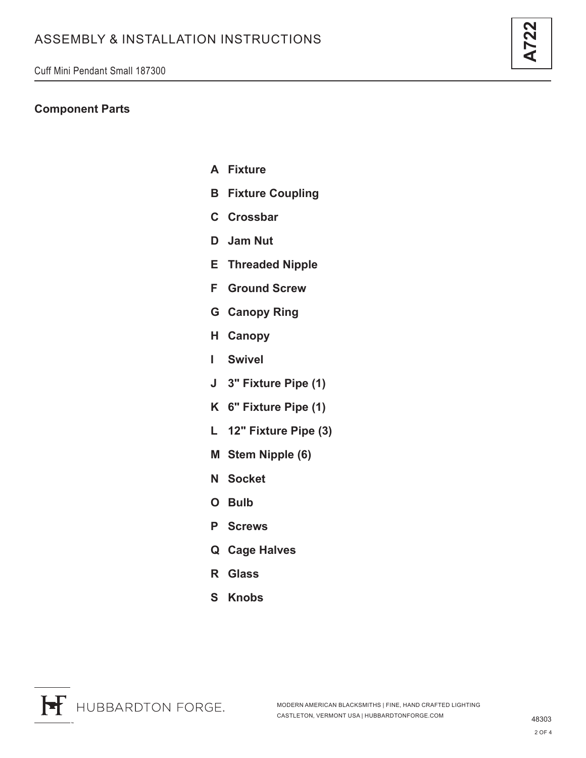## Component Parts

- **A Fixture**
- **B Fixture Coupling**
- **C Crossbar**
- **D Jam Nut**
- **E Threaded Nipple**
- **F Ground Screw**
- **G Canopy Ring**
- **H Canopy**
- **I Swivel**
- **J 3" Fixture Pipe (1)**
- **K 6" Fixture Pipe (1)**
- **L 12" Fixture Pipe (3)**
- **M Stem Nipple (6)**
- **N Socket**
- **O Bulb**
- **P Screws**
- **Q Cage Halves**
- **R Glass**
- **S Knobs**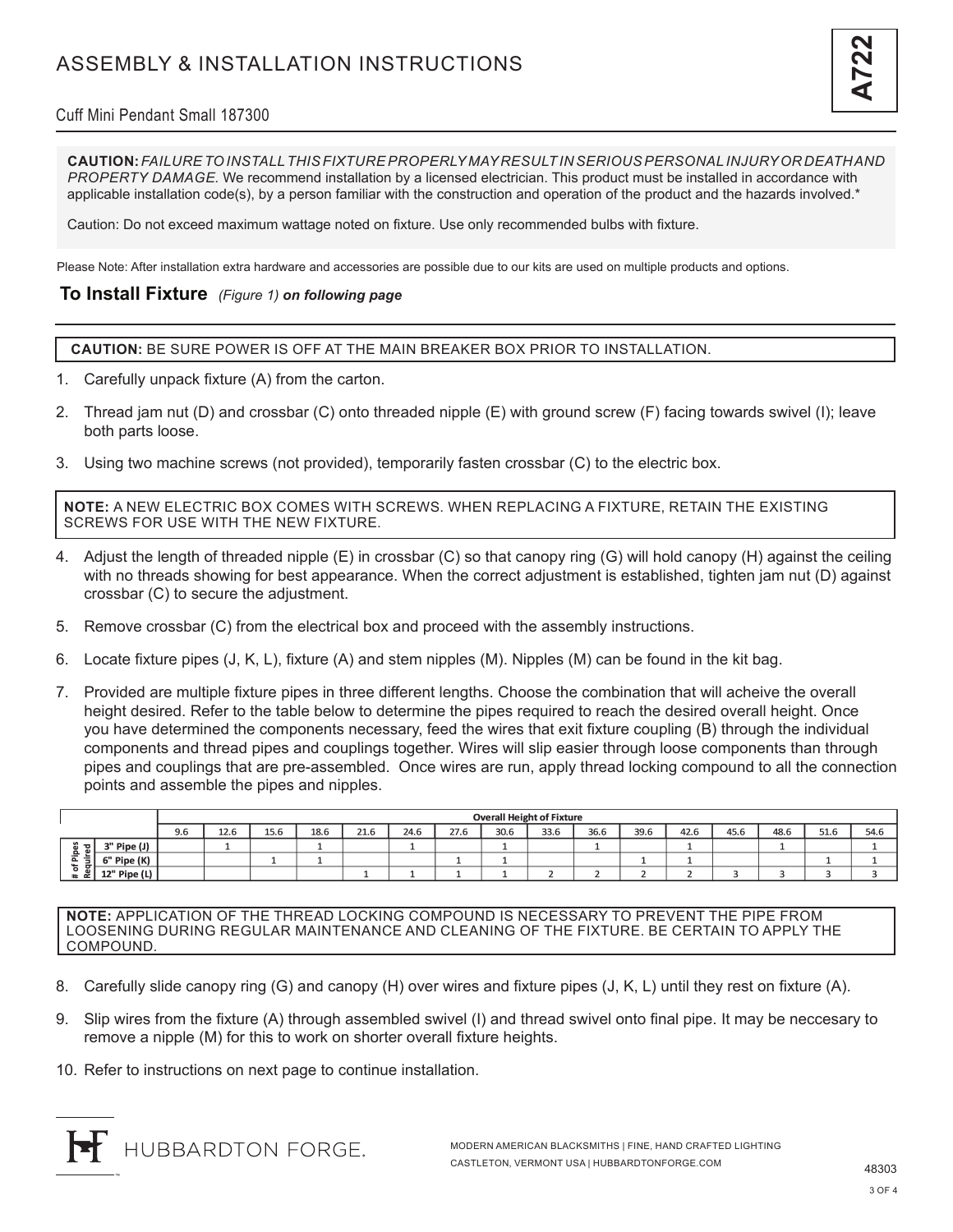# ASSEMBLY & INSTALLATION INSTRUCTIONS

**A722**

Cuff Mini Pendant Small 187300

**CAUTION:** *FAILURE TO INSTALL THIS FIXTURE PROPERLY MAY RESULT IN SERIOUS PERSONAL INJURY OR DEATH AND PROPERTY DAMAGE.* We recommend installation by a licensed electrician. This product must be installed in accordance with applicable installation code(s), by a person familiar with the construction and operation of the product and the hazards involved.*

Caution: Do not exceed maximum wattage noted on fixture. Use only recommended bulbs with fixture.

Please Note: After installation extra hardware and accessories are possible due to our kits are used on multiple products and options.

## To Install Fixture *(Figure 1)* ***on following page***

**CAUTION:** BE SURE POWER IS OFF AT THE MAIN BREAKER BOX PRIOR TO INSTALLATION.

1. Carefully unpack fixture (A) from the carton.
2. Thread jam nut (D) and crossbar (C) onto threaded nipple (E) with ground screw (F) facing towards swivel (I); leave both parts loose.
3. Using two machine screws (not provided), temporarily fasten crossbar (C) to the electric box.

**NOTE:** A NEW ELECTRIC BOX COMES WITH SCREWS. WHEN REPLACING A FIXTURE, RETAIN THE EXISTING SCREWS FOR USE WITH THE NEW FIXTURE.

4. Adjust the length of threaded nipple (E) in crossbar (C) so that canopy ring (G) will hold canopy (H) against the ceiling with no threads showing for best appearance. When the correct adjustment is established, tighten jam nut (D) against crossbar (C) to secure the adjustment.
5. Remove crossbar (C) from the electrical box and proceed with the assembly instructions.
6. Locate fixture pipes (J, K, L), fixture (A) and stem nipples (M). Nipples (M) can be found in the kit bag.
7. Provided are multiple fixture pipes in three different lengths. Choose the combination that will acheive the overall height desired. Refer to the table below to determine the pipes required to reach the desired overall height. Once you have determined the components necessary, feed the wires that exit fixture coupling (B) through the individual components and thread pipes and couplings together. Wires will slip easier through loose components than through pipes and couplings that are pre-assembled. Once wires are run, apply thread locking compound to all the connection points and assemble the pipes and nipples.

| | | Overall Height of Fixture | | | | | | | | | | | | | | | |
|---|---|---|---|---|---|---|---|---|---|---|---|---|---|---|---|---|---|
| | | 9.6 | 12.6 | 15.6 | 18.6 | 21.6 | 24.6 | 27.6 | 30.6 | 33.6 | 36.6 | 39.6 | 42.6 | 45.6 | 48.6 | 51.6 | 54.6 |
| # of Pipes Required | 3" Pipe (J) | | 1 | | 1 | | 1 | | 1 | | 1 | | 1 | | 1 | | 1 |
| | 6" Pipe (K) | | | 1 | 1 | | | 1 | 1 | | | 1 | 1 | | | 1 | 1 |
| | 12" Pipe (L) | | | | | 1 | 1 | 1 | 1 | 2 | 2 | 2 | 2 | 3 | 3 | 3 | 3 |

**NOTE:** APPLICATION OF THE THREAD LOCKING COMPOUND IS NECESSARY TO PREVENT THE PIPE FROM LOOSENING DURING REGULAR MAINTENANCE AND CLEANING OF THE FIXTURE. BE CERTAIN TO APPLY THE COMPOUND.

8. Carefully slide canopy ring (G) and canopy (H) over wires and fixture pipes (J, K, L) until they rest on fixture (A).
9. Slip wires from the fixture (A) through assembled swivel (I) and thread swivel onto final pipe. It may be neccesary to remove a nipple (M) for this to work on shorter overall fixture heights.
10. Refer to instructions on next page to continue installation.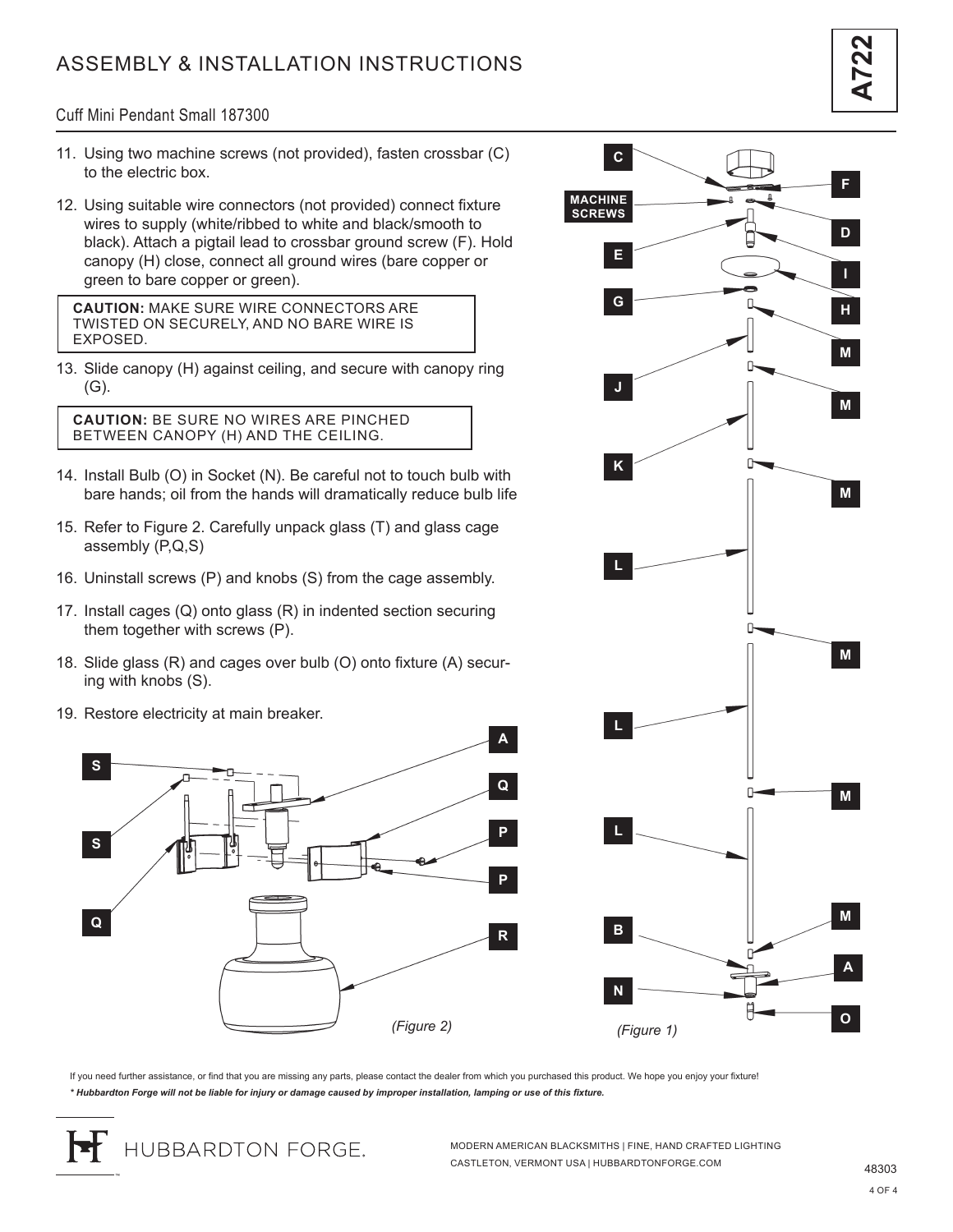# ASSEMBLY & INSTALLATION INSTRUCTIONS

**A722**

Cuff Mini Pendant Small 187300

11. Using two machine screws (not provided), fasten crossbar (C) to the electric box.
12. Using suitable wire connectors (not provided) connect fixture wires to supply (white/ribbed to white and black/smooth to black). Attach a pigtail lead to crossbar ground screw (F). Hold canopy (H) close, connect all ground wires (bare copper or green to bare copper or green).

**CAUTION:** MAKE SURE WIRE CONNECTORS ARE TWISTED ON SECURELY, AND NO BARE WIRE IS EXPOSED.

13. Slide canopy (H) against ceiling, and secure with canopy ring (G).

**CAUTION:** BE SURE NO WIRES ARE PINCHED BETWEEN CANOPY (H) AND THE CEILING.

14. Install Bulb (O) in Socket (N). Be careful not to touch bulb with bare hands; oil from the hands will dramatically reduce bulb life
15. Refer to Figure 2. Carefully unpack glass (T) and glass cage assembly (P,Q,S)
16. Uninstall screws (P) and knobs (S) from the cage assembly.
17. Install cages (Q) onto glass (R) in indented section securing them together with screws (P).
18. Slide glass (R) and cages over bulb (O) onto fixture (A) securing with knobs (S).
19. Restore electricity at main breaker.

S S Q A Q P P R

*(Figure 2)*

C MACHINE SCREWS E G J K L L L B N F D I H M M M M M M A O

*(Figure 1)*

If you need further assistance, or find that you are missing any parts, please contact the dealer from which you purchased this product. We hope you enjoy your fixture!

***\* Hubbardton Forge will not be liable for injury or damage caused by improper installation, lamping or use of this fixture.***

HUBBARDTON FORGE.

MODERN AMERICAN BLACKSMITHS | FINE, HAND CRAFTED LIGHTING
CASTLETON, VERMONT USA | HUBBARDTONFORGE.COM

48303